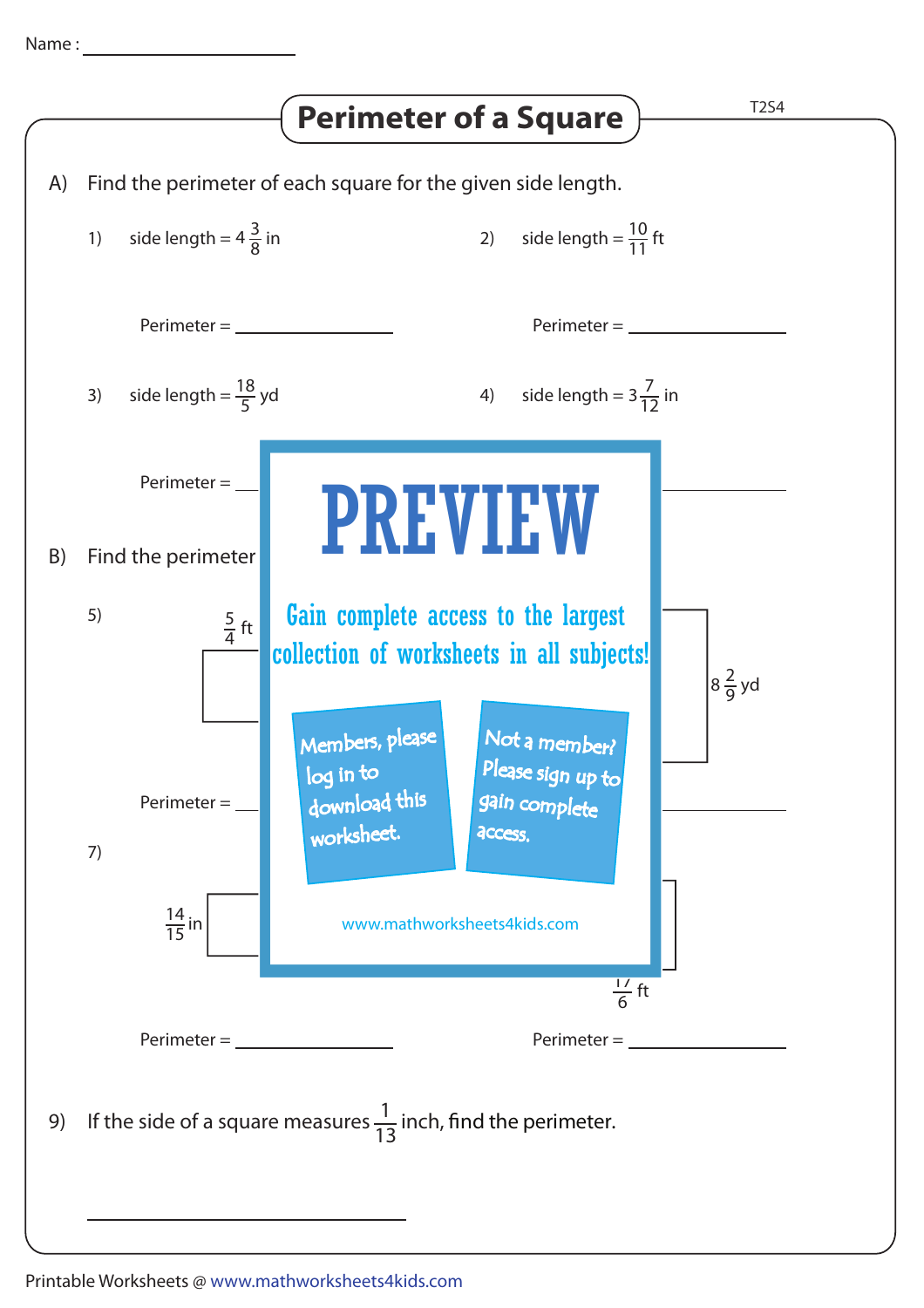Name : ____________________

# Perimeter of a Square

T2S4

A) Find the perimeter of each square for the given side length.

1) side length = $4\frac{3}{8}$ in

Perimeter = ____________________

2) side length = $\frac{10}{11}$ ft

Perimeter = ____________________

3) side length = $\frac{18}{5}$ yd

Perimeter = ____________________

4) side length = $3\frac{7}{12}$ in

Perimeter = ____________________

B) Find the perimeter

5) $\frac{5}{4}$ ft

Perimeter = ____________________

6) $8\frac{2}{9}$ yd

Perimeter = ____________________

7) $\frac{14}{15}$ in

Perimeter = ____________________

8) $\frac{17}{6}$ ft

Perimeter = ____________________

PREVIEW

Gain complete access to the largest collection of worksheets in all subjects!

Members, please log in to download this worksheet.

Not a member? Please sign up to gain complete access.

www.mathworksheets4kids.com

9) If the side of a square measures $\frac{1}{13}$ inch, find the perimeter.

____________________

Printable Worksheets @ www.mathworksheets4kids.com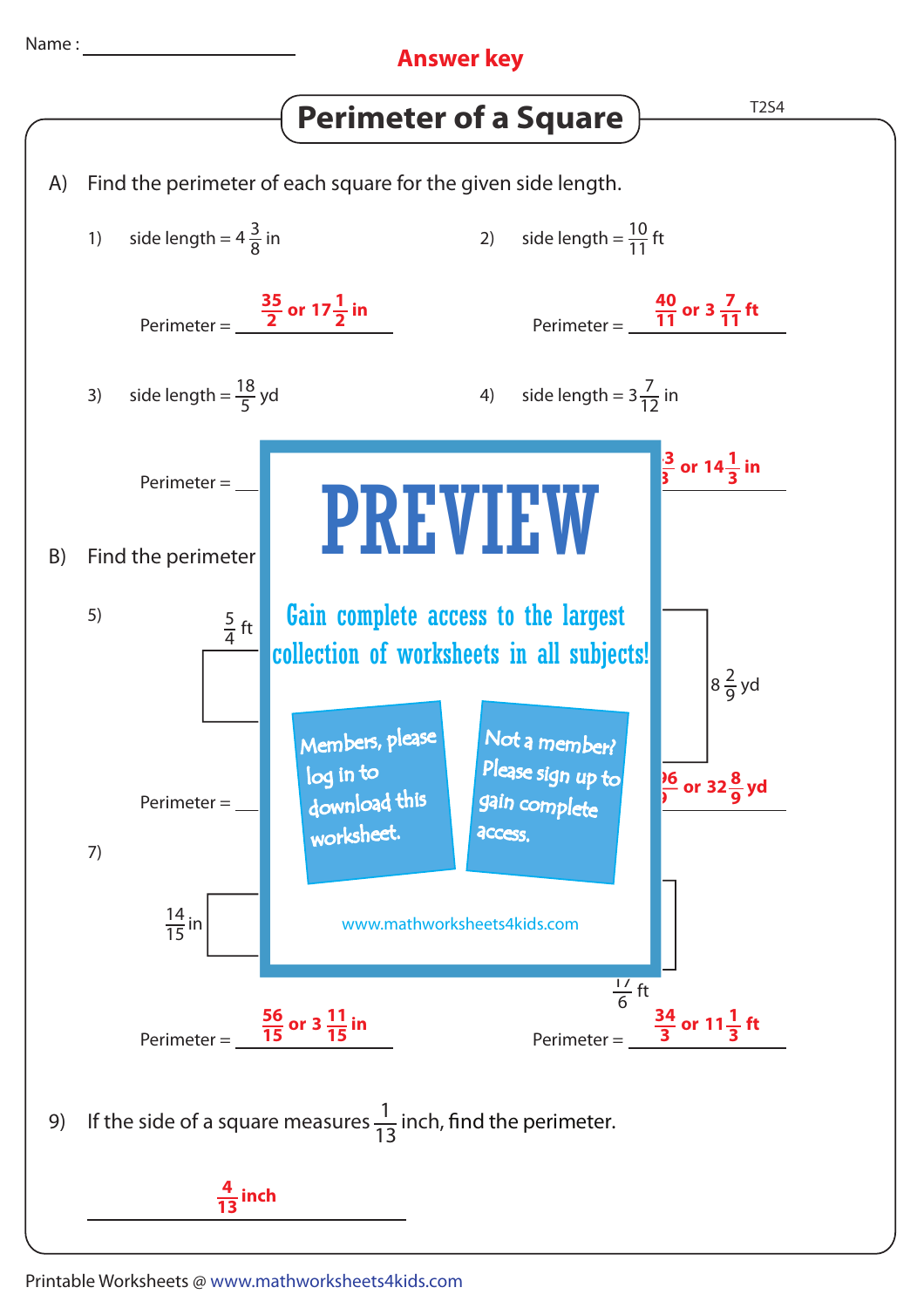Name : ____________________

**Answer key**

# Perimeter of a Square

T2S4

A) Find the perimeter of each square for the given side length.

1) side length = $4\frac{3}{8}$ in

Perimeter = $\frac{35}{2}$ or $17\frac{1}{2}$ in

2) side length = $\frac{10}{11}$ ft

Perimeter = $\frac{40}{11}$ or $3\frac{7}{11}$ ft

3) side length = $\frac{18}{5}$ yd

Perimeter = ____

4) side length = $3\frac{7}{12}$ in

Perimeter = $\frac{43}{3}$ or $14\frac{1}{3}$ in

B) Find the perimeter

5) $\frac{5}{4}$ ft

Perimeter = ____

6) $8\frac{2}{9}$ yd

Perimeter = $\frac{296}{9}$ or $32\frac{8}{9}$ yd

7) $\frac{14}{15}$ in

Perimeter = $\frac{56}{15}$ or $3\frac{11}{15}$ in

8) $\frac{17}{6}$ ft

Perimeter = $\frac{34}{3}$ or $11\frac{1}{3}$ ft

PREVIEW

Gain complete access to the largest collection of worksheets in all subjects!

Members, please log in to download this worksheet.

Not a member? Please sign up to gain complete access.

www.mathworksheets4kids.com

9) If the side of a square measures $\frac{1}{13}$ inch, find the perimeter.

$\frac{4}{13}$ inch

Printable Worksheets @ www.mathworksheets4kids.com